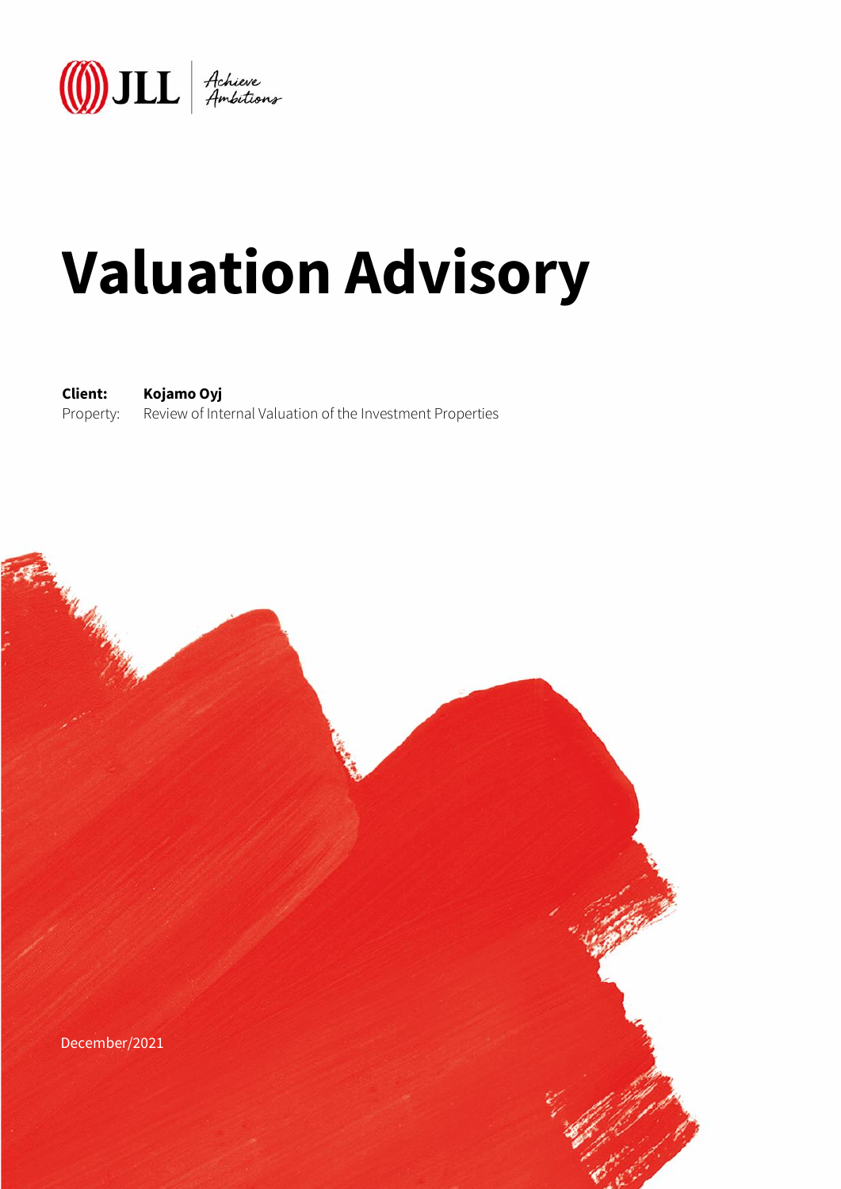JLL | Achieve Ambitions

# Valuation Advisory

**Client:** **Kojamo Oyj**
Property: Review of Internal Valuation of the Investment Properties

December/2021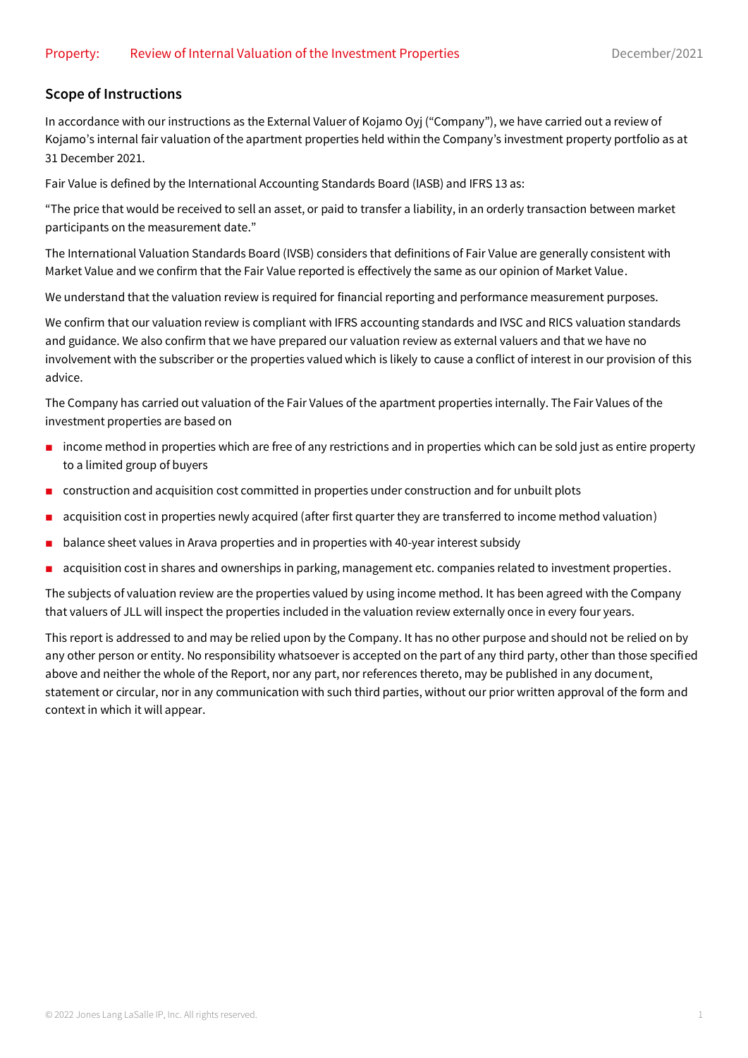## Scope of Instructions

In accordance with our instructions as the External Valuer of Kojamo Oyj ("Company"), we have carried out a review of Kojamo's internal fair valuation of the apartment properties held within the Company's investment property portfolio as at 31 December 2021.

Fair Value is defined by the International Accounting Standards Board (IASB) and IFRS 13 as:

"The price that would be received to sell an asset, or paid to transfer a liability, in an orderly transaction between market participants on the measurement date."

The International Valuation Standards Board (IVSB) considers that definitions of Fair Value are generally consistent with Market Value and we confirm that the Fair Value reported is effectively the same as our opinion of Market Value.

We understand that the valuation review is required for financial reporting and performance measurement purposes.

We confirm that our valuation review is compliant with IFRS accounting standards and IVSC and RICS valuation standards and guidance. We also confirm that we have prepared our valuation review as external valuers and that we have no involvement with the subscriber or the properties valued which is likely to cause a conflict of interest in our provision of this advice.

The Company has carried out valuation of the Fair Values of the apartment properties internally. The Fair Values of the investment properties are based on

- income method in properties which are free of any restrictions and in properties which can be sold just as entire property to a limited group of buyers
- construction and acquisition cost committed in properties under construction and for unbuilt plots
- acquisition cost in properties newly acquired (after first quarter they are transferred to income method valuation)
- balance sheet values in Arava properties and in properties with 40-year interest subsidy
- acquisition cost in shares and ownerships in parking, management etc. companies related to investment properties.

The subjects of valuation review are the properties valued by using income method. It has been agreed with the Company that valuers of JLL will inspect the properties included in the valuation review externally once in every four years.

This report is addressed to and may be relied upon by the Company. It has no other purpose and should not be relied on by any other person or entity. No responsibility whatsoever is accepted on the part of any third party, other than those specified above and neither the whole of the Report, nor any part, nor references thereto, may be published in any document, statement or circular, nor in any communication with such third parties, without our prior written approval of the form and context in which it will appear.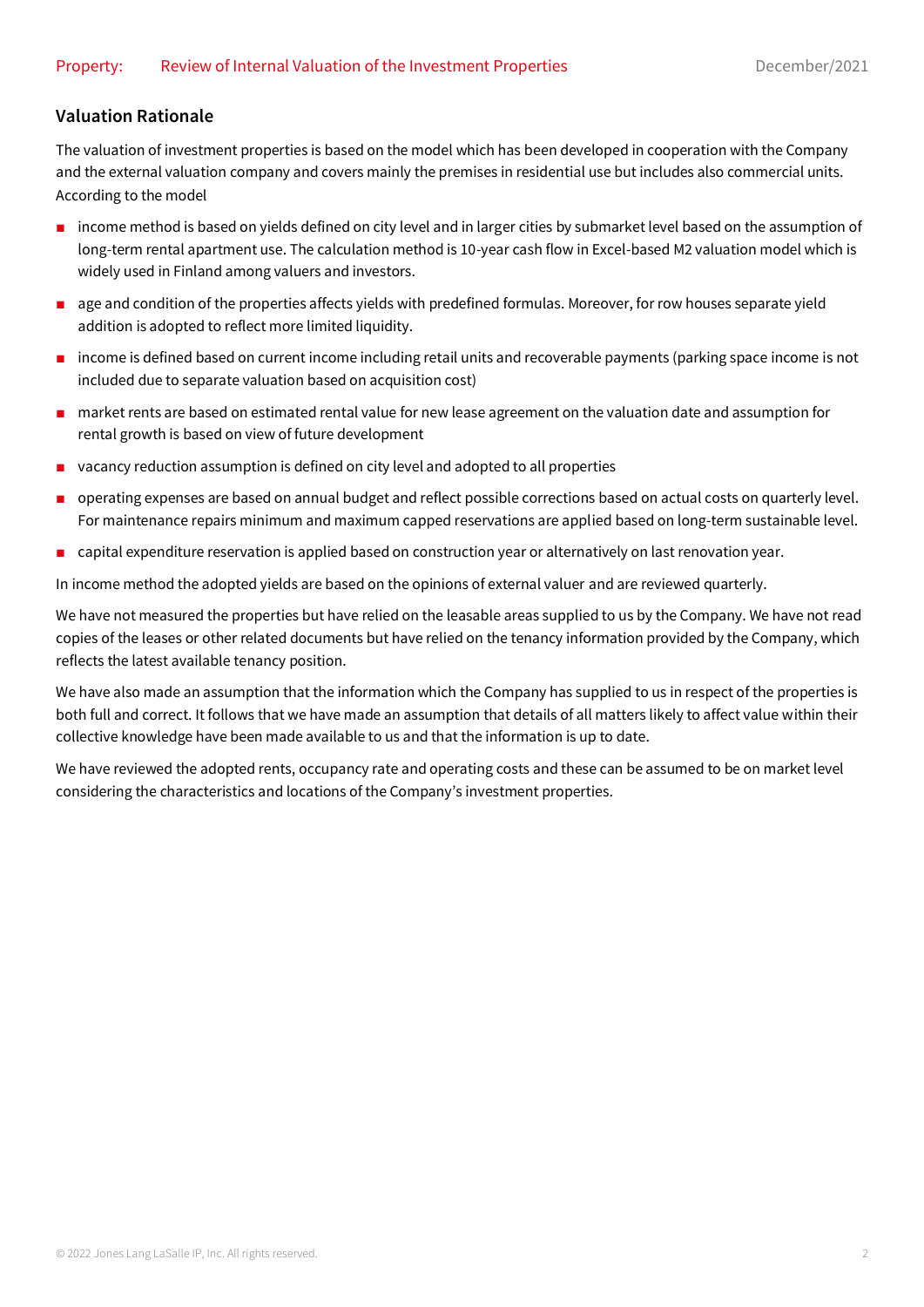## Valuation Rationale

The valuation of investment properties is based on the model which has been developed in cooperation with the Company and the external valuation company and covers mainly the premises in residential use but includes also commercial units. According to the model

- income method is based on yields defined on city level and in larger cities by submarket level based on the assumption of long-term rental apartment use. The calculation method is 10-year cash flow in Excel-based M2 valuation model which is widely used in Finland among valuers and investors.
- age and condition of the properties affects yields with predefined formulas. Moreover, for row houses separate yield addition is adopted to reflect more limited liquidity.
- income is defined based on current income including retail units and recoverable payments (parking space income is not included due to separate valuation based on acquisition cost)
- market rents are based on estimated rental value for new lease agreement on the valuation date and assumption for rental growth is based on view of future development
- vacancy reduction assumption is defined on city level and adopted to all properties
- operating expenses are based on annual budget and reflect possible corrections based on actual costs on quarterly level. For maintenance repairs minimum and maximum capped reservations are applied based on long-term sustainable level.
- capital expenditure reservation is applied based on construction year or alternatively on last renovation year.

In income method the adopted yields are based on the opinions of external valuer and are reviewed quarterly.

We have not measured the properties but have relied on the leasable areas supplied to us by the Company. We have not read copies of the leases or other related documents but have relied on the tenancy information provided by the Company, which reflects the latest available tenancy position.

We have also made an assumption that the information which the Company has supplied to us in respect of the properties is both full and correct. It follows that we have made an assumption that details of all matters likely to affect value within their collective knowledge have been made available to us and that the information is up to date.

We have reviewed the adopted rents, occupancy rate and operating costs and these can be assumed to be on market level considering the characteristics and locations of the Company's investment properties.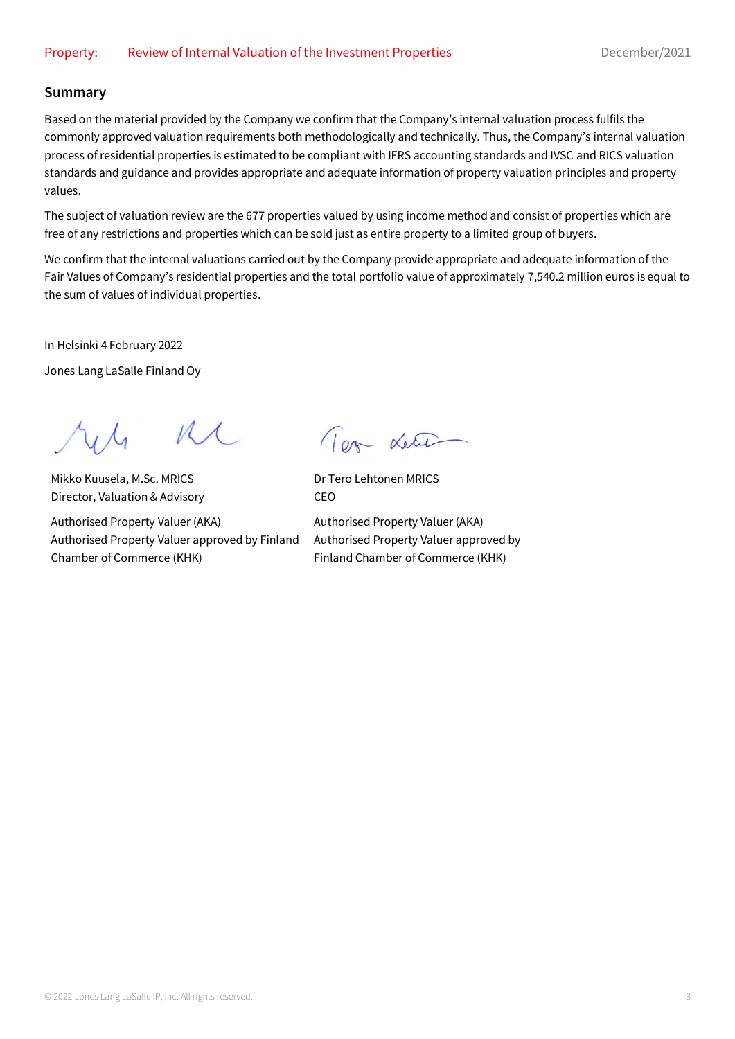## Summary

Based on the material provided by the Company we confirm that the Company's internal valuation process fulfils the commonly approved valuation requirements both methodologically and technically. Thus, the Company's internal valuation process of residential properties is estimated to be compliant with IFRS accounting standards and IVSC and RICS valuation standards and guidance and provides appropriate and adequate information of property valuation principles and property values.

The subject of valuation review are the 677 properties valued by using income method and consist of properties which are free of any restrictions and properties which can be sold just as entire property to a limited group of buyers.

We confirm that the internal valuations carried out by the Company provide appropriate and adequate information of the Fair Values of Company's residential properties and the total portfolio value of approximately 7,540.2 million euros is equal to the sum of values of individual properties.

In Helsinki 4 February 2022

Jones Lang LaSalle Finland Oy

Mikko Kuusela, M.Sc. MRICS
Director, Valuation & Advisory

Authorised Property Valuer (AKA)
Authorised Property Valuer approved by Finland Chamber of Commerce (KHK)

Dr Tero Lehtonen MRICS
CEO

Authorised Property Valuer (AKA)
Authorised Property Valuer approved by Finland Chamber of Commerce (KHK)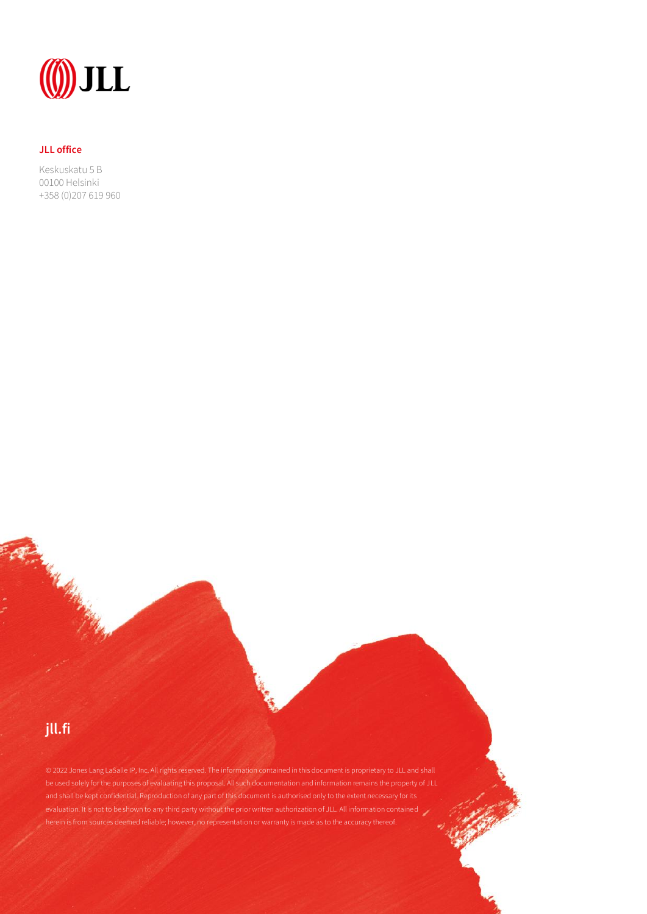JLL

**JLL office**

Keskuskatu 5 B
00100 Helsinki
+358 (0)207 619 960

**jll.fi**

© 2022 Jones Lang LaSalle IP, Inc. All rights reserved. The information contained in this document is proprietary to JLL and shall be used solely for the purposes of evaluating this proposal. All such documentation and information remains the property of JLL and shall be kept confidential. Reproduction of any part of this document is authorised only to the extent necessary for its evaluation. It is not to be shown to any third party without the prior written authorization of JLL. All information contained herein is from sources deemed reliable; however, no representation or warranty is made as to the accuracy thereof.